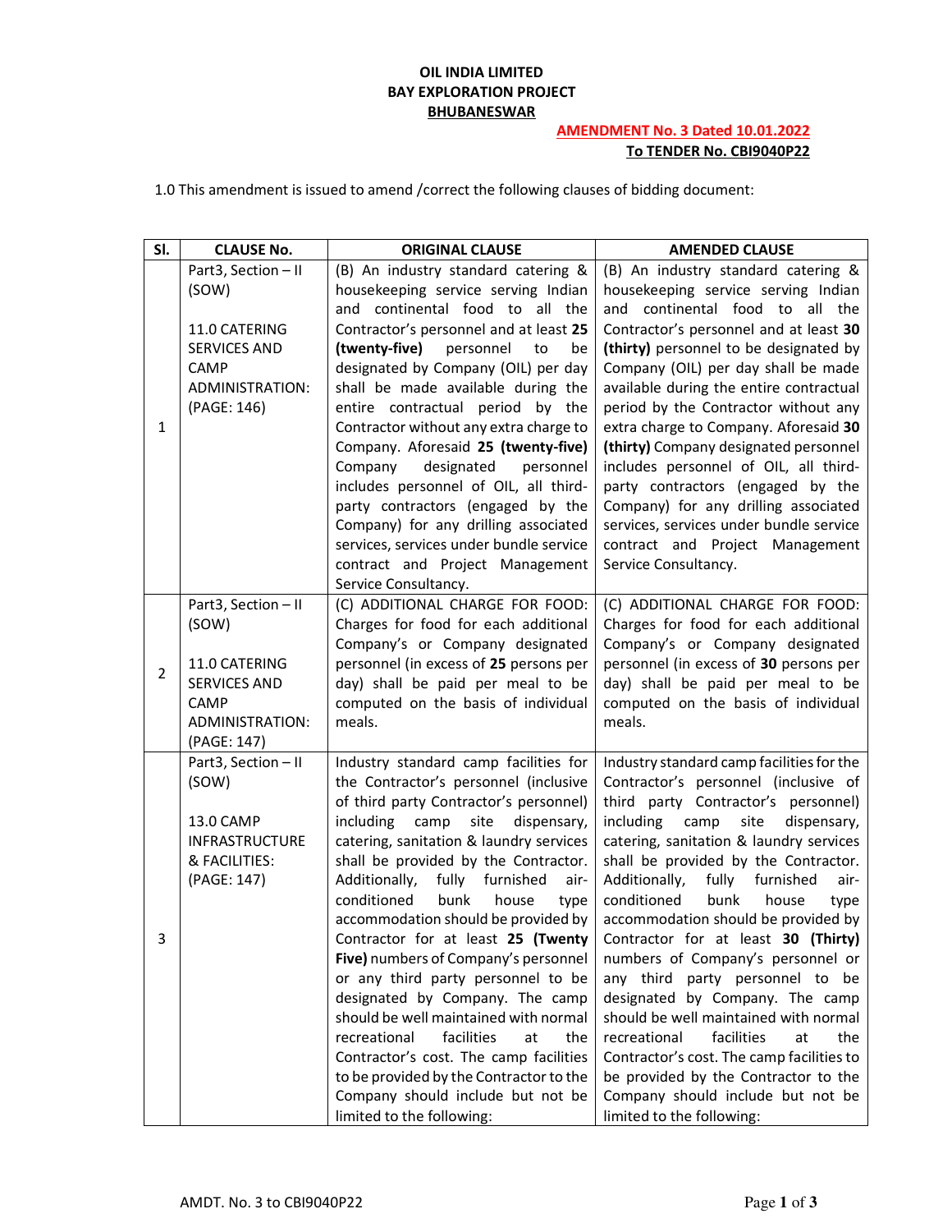**OIL INDIA LIMITED**
**BAY EXPLORATION PROJECT**
**BHUBANESWAR**

**AMENDMENT No. 3 Dated 10.01.2022**
**To TENDER No. CBI9040P22**

1.0 This amendment is issued to amend /correct the following clauses of bidding document:

| Sl. | CLAUSE No. | ORIGINAL CLAUSE | AMENDED CLAUSE |
|---|---|---|---|
| 1 | Part3, Section – II (SOW)<br><br>11.0 CATERING SERVICES AND CAMP ADMINISTRATION: (PAGE: 146) | (B) An industry standard catering & housekeeping service serving Indian and continental food to all the Contractor's personnel and at least **25 (twenty-five)** personnel to be designated by Company (OIL) per day shall be made available during the entire contractual period by the Contractor without any extra charge to Company. Aforesaid **25 (twenty-five)** Company designated personnel includes personnel of OIL, all third-party contractors (engaged by the Company) for any drilling associated services, services under bundle service contract and Project Management Service Consultancy. | (B) An industry standard catering & housekeeping service serving Indian and continental food to all the Contractor's personnel and at least **30 (thirty)** personnel to be designated by Company (OIL) per day shall be made available during the entire contractual period by the Contractor without any extra charge to Company. Aforesaid **30 (thirty)** Company designated personnel includes personnel of OIL, all third-party contractors (engaged by the Company) for any drilling associated services, services under bundle service contract and Project Management Service Consultancy. |
| 2 | Part3, Section – II (SOW)<br><br>11.0 CATERING SERVICES AND CAMP ADMINISTRATION: (PAGE: 147) | (C) ADDITIONAL CHARGE FOR FOOD: Charges for food for each additional Company's or Company designated personnel (in excess of **25** persons per day) shall be paid per meal to be computed on the basis of individual meals. | (C) ADDITIONAL CHARGE FOR FOOD: Charges for food for each additional Company's or Company designated personnel (in excess of **30** persons per day) shall be paid per meal to be computed on the basis of individual meals. |
| 3 | Part3, Section – II (SOW)<br><br>13.0 CAMP INFRASTRUCTURE & FACILITIES: (PAGE: 147) | Industry standard camp facilities for the Contractor's personnel (inclusive of third party Contractor's personnel) including camp site dispensary, catering, sanitation & laundry services shall be provided by the Contractor. Additionally, fully furnished air-conditioned bunk house type accommodation should be provided by Contractor for at least **25 (Twenty Five)** numbers of Company's personnel or any third party personnel to be designated by Company. The camp should be well maintained with normal recreational facilities at the Contractor's cost. The camp facilities to be provided by the Contractor to the Company should include but not be limited to the following: | Industry standard camp facilities for the Contractor's personnel (inclusive of third party Contractor's personnel) including camp site dispensary, catering, sanitation & laundry services shall be provided by the Contractor. Additionally, fully furnished air-conditioned bunk house type accommodation should be provided by Contractor for at least **30 (Thirty)** numbers of Company's personnel or any third party personnel to be designated by Company. The camp should be well maintained with normal recreational facilities at the Contractor's cost. The camp facilities to be provided by the Contractor to the Company should include but not be limited to the following: |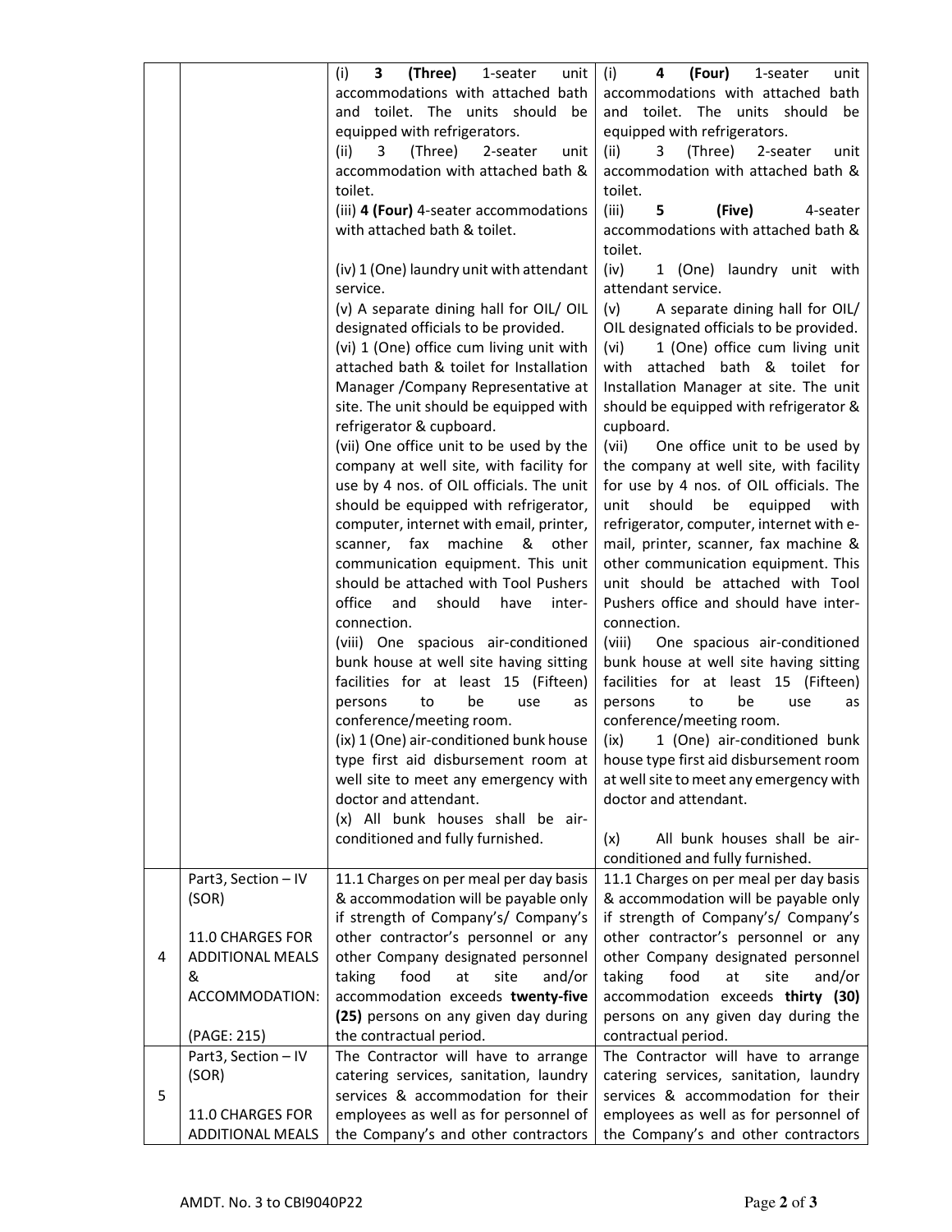| | | | |
|---|---|---|---|
| | | (i) **3 (Three)** 1-seater unit accommodations with attached bath and toilet. The units should be equipped with refrigerators.<br>(ii) 3 (Three) 2-seater unit accommodation with attached bath & toilet.<br>(iii) **4 (Four)** 4-seater accommodations with attached bath & toilet.<br>(iv) 1 (One) laundry unit with attendant service.<br>(v) A separate dining hall for OIL/ OIL designated officials to be provided.<br>(vi) 1 (One) office cum living unit with attached bath & toilet for Installation Manager /Company Representative at site. The unit should be equipped with refrigerator & cupboard.<br>(vii) One office unit to be used by the company at well site, with facility for use by 4 nos. of OIL officials. The unit should be equipped with refrigerator, computer, internet with email, printer, scanner, fax machine & other communication equipment. This unit should be attached with Tool Pushers office and should have inter-connection.<br>(viii) One spacious air-conditioned bunk house at well site having sitting facilities for at least 15 (Fifteen) persons to be use as conference/meeting room.<br>(ix) 1 (One) air-conditioned bunk house type first aid disbursement room at well site to meet any emergency with doctor and attendant.<br>(x) All bunk houses shall be air-conditioned and fully furnished. | (i) **4 (Four)** 1-seater unit accommodations with attached bath and toilet. The units should be equipped with refrigerators.<br>(ii) 3 (Three) 2-seater unit accommodation with attached bath & toilet.<br>(iii) **5 (Five)** 4-seater accommodations with attached bath & toilet.<br>(iv) 1 (One) laundry unit with attendant service.<br>(v) A separate dining hall for OIL/ OIL designated officials to be provided.<br>(vi) 1 (One) office cum living unit with attached bath & toilet for Installation Manager at site. The unit should be equipped with refrigerator & cupboard.<br>(vii) One office unit to be used by the company at well site, with facility for use by 4 nos. of OIL officials. The unit should be equipped with refrigerator, computer, internet with e-mail, printer, scanner, fax machine & other communication equipment. This unit should be attached with Tool Pushers office and should have inter-connection.<br>(viii) One spacious air-conditioned bunk house at well site having sitting facilities for at least 15 (Fifteen) persons to be use as conference/meeting room.<br>(ix) 1 (One) air-conditioned bunk house type first aid disbursement room at well site to meet any emergency with doctor and attendant.<br>(x) All bunk houses shall be air-conditioned and fully furnished. |
| 4 | Part3, Section – IV (SOR)<br><br>11.0 CHARGES FOR ADDITIONAL MEALS & ACCOMMODATION:<br><br>(PAGE: 215) | 11.1 Charges on per meal per day basis & accommodation will be payable only if strength of Company's/ Company's other contractor's personnel or any other Company designated personnel taking food at site and/or accommodation exceeds **twenty-five (25)** persons on any given day during the contractual period. | 11.1 Charges on per meal per day basis & accommodation will be payable only if strength of Company's/ Company's other contractor's personnel or any other Company designated personnel taking food at site and/or accommodation exceeds **thirty (30)** persons on any given day during the contractual period. |
| 5 | Part3, Section – IV (SOR)<br><br>11.0 CHARGES FOR ADDITIONAL MEALS | The Contractor will have to arrange catering services, sanitation, laundry services & accommodation for their employees as well as for personnel of the Company's and other contractors | The Contractor will have to arrange catering services, sanitation, laundry services & accommodation for their employees as well as for personnel of the Company's and other contractors |

AMDT. No. 3 to CBI9040P22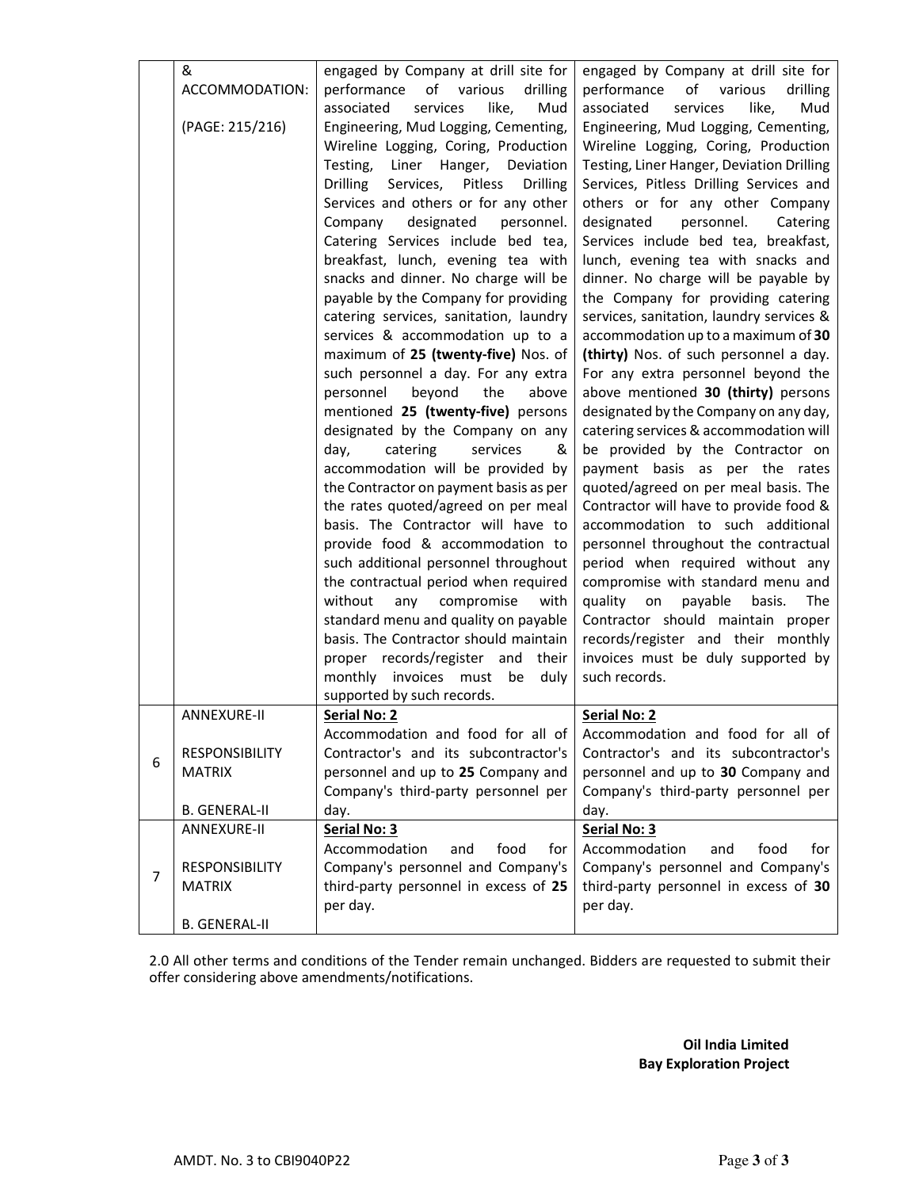| | | | |
|---|---|---|---|
| | & ACCOMMODATION: (PAGE: 215/216) | engaged by Company at drill site for performance of various drilling associated services like, Mud Engineering, Mud Logging, Cementing, Wireline Logging, Coring, Production Testing, Liner Hanger, Deviation Drilling Services, Pitless Drilling Services and others or for any other Company designated personnel. Catering Services include bed tea, breakfast, lunch, evening tea with snacks and dinner. No charge will be payable by the Company for providing catering services, sanitation, laundry services & accommodation up to a maximum of **25 (twenty-five)** Nos. of such personnel a day. For any extra personnel beyond the above mentioned **25 (twenty-five)** persons designated by the Company on any day, catering services & accommodation will be provided by the Contractor on payment basis as per the rates quoted/agreed on per meal basis. The Contractor will have to provide food & accommodation to such additional personnel throughout the contractual period when required without any compromise with standard menu and quality on payable basis. The Contractor should maintain proper records/register and their monthly invoices must be duly supported by such records. | engaged by Company at drill site for performance of various drilling associated services like, Mud Engineering, Mud Logging, Cementing, Wireline Logging, Coring, Production Testing, Liner Hanger, Deviation Drilling Services, Pitless Drilling Services and others or for any other Company designated personnel. Catering Services include bed tea, breakfast, lunch, evening tea with snacks and dinner. No charge will be payable by the Company for providing catering services, sanitation, laundry services & accommodation up to a maximum of **30 (thirty)** Nos. of such personnel a day. For any extra personnel beyond the above mentioned **30 (thirty)** persons designated by the Company on any day, catering services & accommodation will be provided by the Contractor on payment basis as per the rates quoted/agreed on per meal basis. The Contractor will have to provide food & accommodation to such additional personnel throughout the contractual period when required without any compromise with standard menu and quality on payable basis. The Contractor should maintain proper records/register and their monthly invoices must be duly supported by such records. |
| 6 | ANNEXURE-II<br><br>RESPONSIBILITY MATRIX<br><br>B. GENERAL-II | **Serial No: 2**<br>Accommodation and food for all of Contractor's and its subcontractor's personnel and up to **25** Company and Company's third-party personnel per day. | **Serial No: 2**<br>Accommodation and food for all of Contractor's and its subcontractor's personnel and up to **30** Company and Company's third-party personnel per day. |
| 7 | ANNEXURE-II<br><br>RESPONSIBILITY MATRIX<br><br>B. GENERAL-II | **Serial No: 3**<br>Accommodation and food for Company's personnel and Company's third-party personnel in excess of **25** per day. | **Serial No: 3**<br>Accommodation and food for Company's personnel and Company's third-party personnel in excess of **30** per day. |

2.0 All other terms and conditions of the Tender remain unchanged. Bidders are requested to submit their offer considering above amendments/notifications.

**Oil India Limited**
**Bay Exploration Project**

AMDT. No. 3 to CBI9040P22